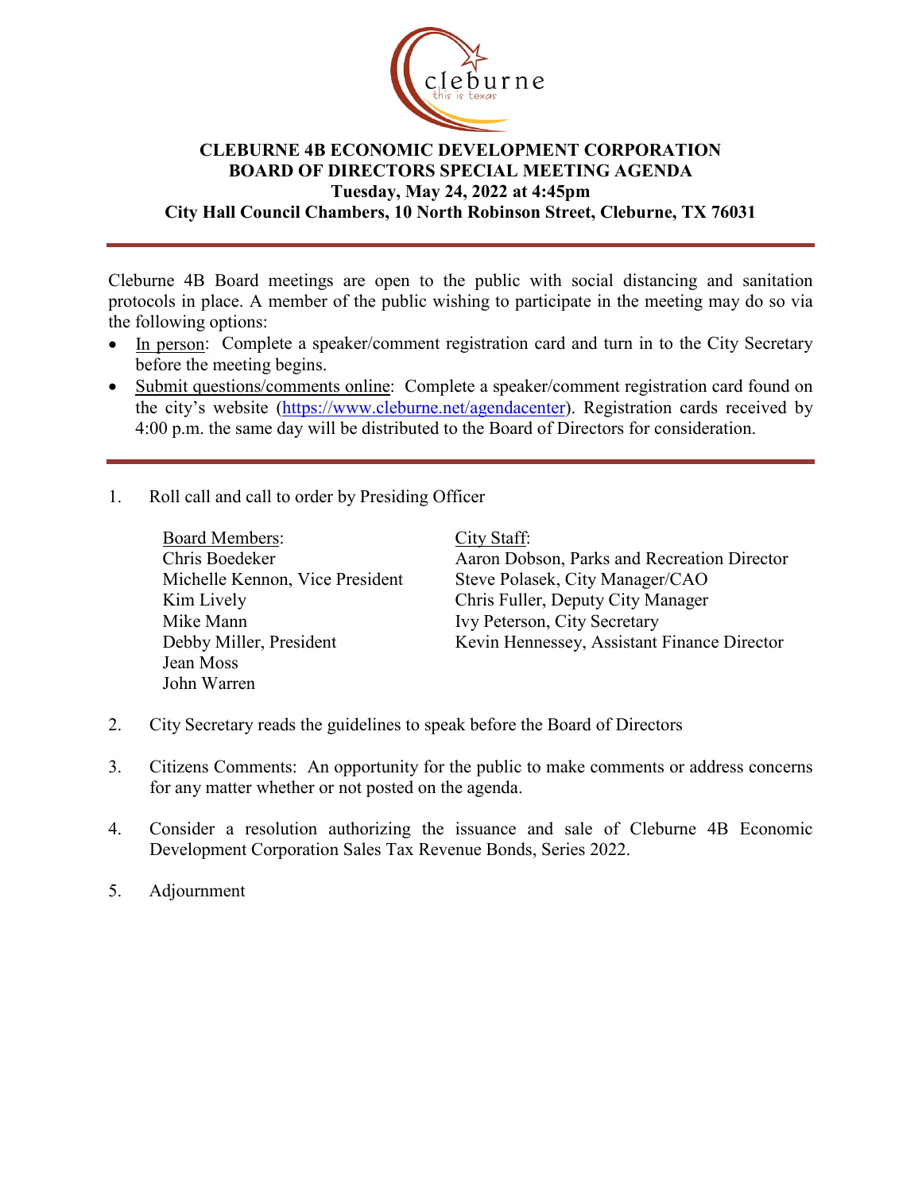# CLEBURNE 4B ECONOMIC DEVELOPMENT CORPORATION
## BOARD OF DIRECTORS SPECIAL MEETING AGENDA
**Tuesday, May 24, 2022 at 4:45pm**

**City Hall Council Chambers, 10 North Robinson Street, Cleburne, TX 76031**

---

Cleburne 4B Board meetings are open to the public with social distancing and sanitation protocols in place. A member of the public wishing to participate in the meeting may do so via the following options:

- In person: Complete a speaker/comment registration card and turn in to the City Secretary before the meeting begins.
- Submit questions/comments online: Complete a speaker/comment registration card found on the city's website (https://www.cleburne.net/agendacenter). Registration cards received by 4:00 p.m. the same day will be distributed to the Board of Directors for consideration.

---

1. Roll call and call to order by Presiding Officer

   Board Members:
   Chris Boedeker
   Michelle Kennon, Vice President
   Kim Lively
   Mike Mann
   Debby Miller, President
   Jean Moss
   John Warren

   City Staff:
   Aaron Dobson, Parks and Recreation Director
   Steve Polasek, City Manager/CAO
   Chris Fuller, Deputy City Manager
   Ivy Peterson, City Secretary
   Kevin Hennessey, Assistant Finance Director

2. City Secretary reads the guidelines to speak before the Board of Directors

3. Citizens Comments: An opportunity for the public to make comments or address concerns for any matter whether or not posted on the agenda.

4. Consider a resolution authorizing the issuance and sale of Cleburne 4B Economic Development Corporation Sales Tax Revenue Bonds, Series 2022.

5. Adjournment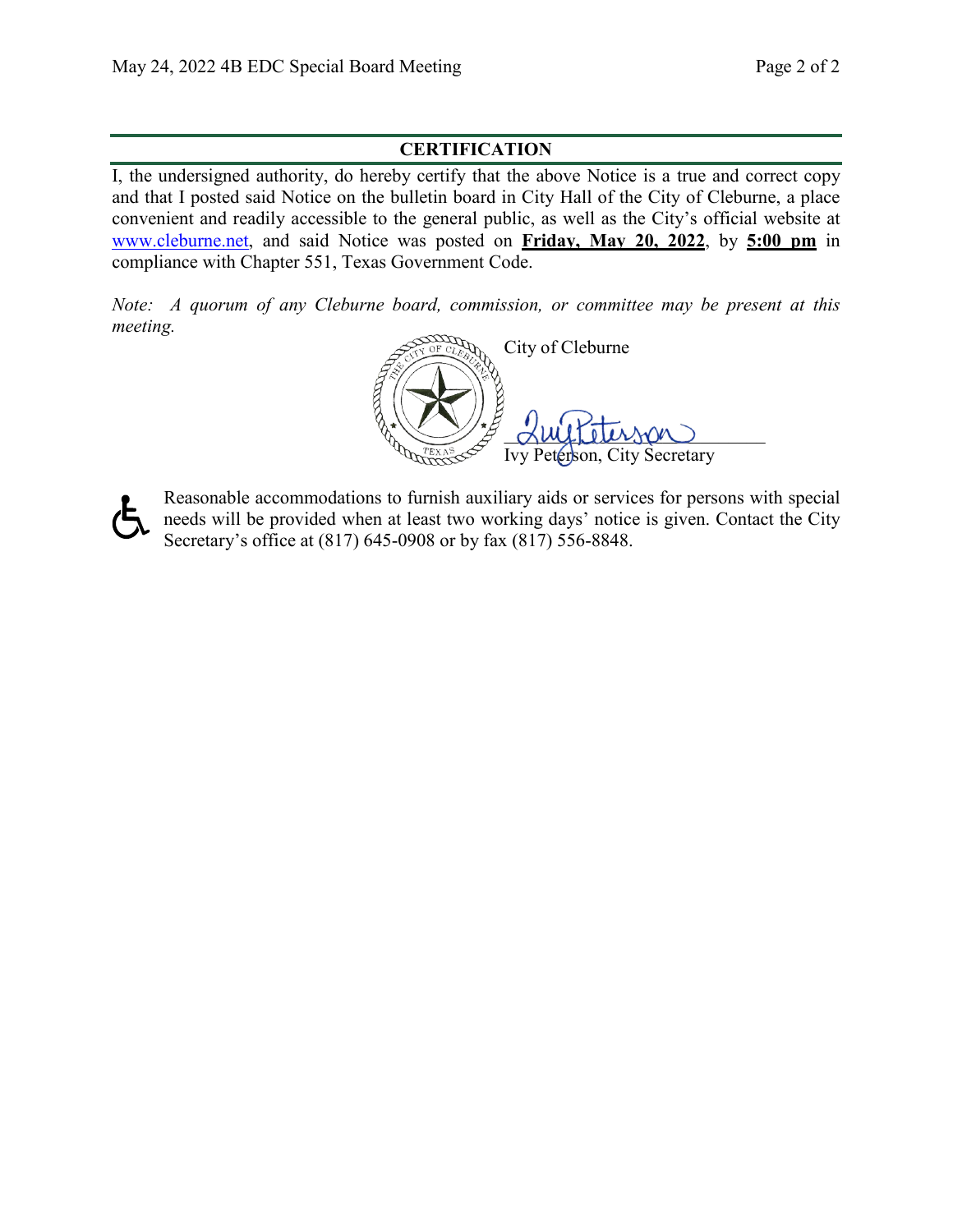## CERTIFICATION

I, the undersigned authority, do hereby certify that the above Notice is a true and correct copy and that I posted said Notice on the bulletin board in City Hall of the City of Cleburne, a place convenient and readily accessible to the general public, as well as the City's official website at www.cleburne.net, and said Notice was posted on **Friday, May 20, 2022**, by **5:00 pm** in compliance with Chapter 551, Texas Government Code.

*Note: A quorum of any Cleburne board, commission, or committee may be present at this meeting.*

City of Cleburne

Ivy Peterson, City Secretary

Reasonable accommodations to furnish auxiliary aids or services for persons with special needs will be provided when at least two working days' notice is given. Contact the City Secretary's office at (817) 645-0908 or by fax (817) 556-8848.